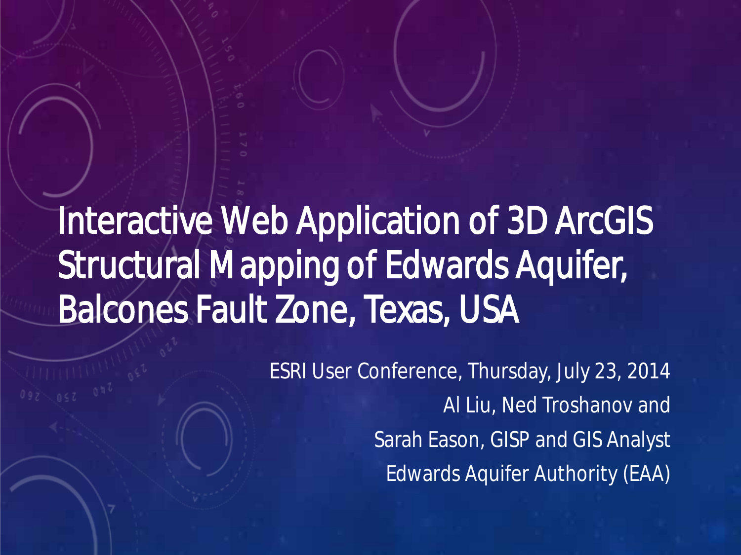# Interactive Web Application of 3D ArcGIS Structural Mapping of Edwards Aquifer, Balcones Fault Zone, Texas, USA

ESRI User Conference, Thursday, July 23, 2014

Al Liu, Ned Troshanov and

Sarah Eason, GISP and GIS Analyst

Edwards Aquifer Authority (EAA)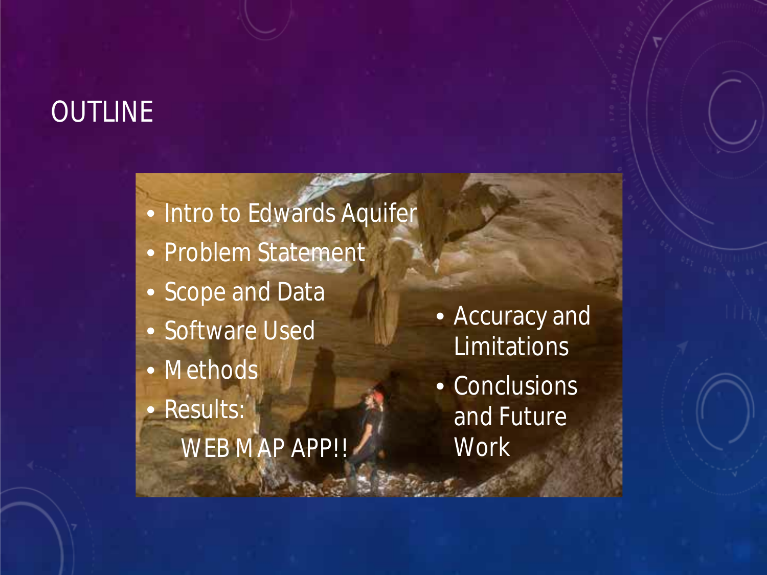# OUTLINE

- Intro to Edwards Aquifer
- Problem Statement
- Scope and Data
- Software Used
- Methods
- Results:
  WEB MAP APP!!
- Accuracy and Limitations
- Conclusions and Future Work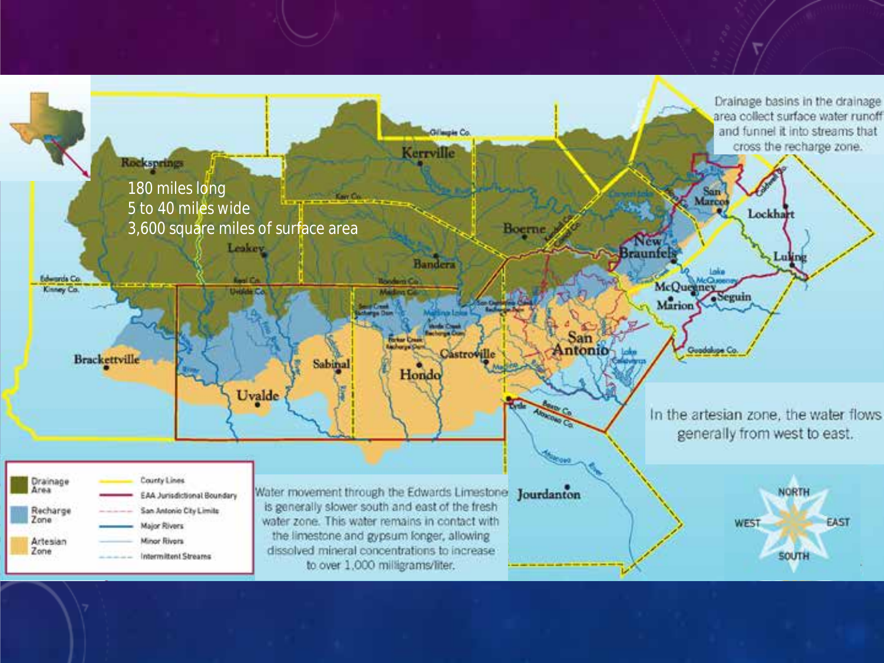180 miles long
5 to 40 miles wide
3,600 square miles of surface area

Drainage basins in the drainage area collect surface water runoff and funnel it into streams that cross the recharge zone.

In the artesian zone, the water flows generally from west to east.

Water movement through the Edwards Limestone is generally slower south and east of the fresh water zone. This water remains in contact with the limestone and gypsum longer, allowing dissolved mineral concentrations to increase to over 1,000 milligrams/liter.

| Legend | |
|---|---|
| Drainage Area | County Lines |
| Recharge Zone | EAA Jurisdictional Boundary |
| Artesian Zone | San Antonio City Limits |
| | Major Rivers |
| | Minor Rivers |
| | Intermittent Streams |

Rocksprings, Kerrville, Gillespie Co., Kerr Co., Boerne, Kendall Co., Comal Co., Leakey, Bandera, Edwards Co., Kinney Co., Real Co., Uvalde Co., Bandera Co., Medina Co., San Marcos, Lockhart, Caldwell Co., New Braunfels, Luling, McQueeney, Lake McQueeney, Marion, Seguin, Guadalupe Co., Brackettville, Sabinal, Hondo, Castroville, San Antonio, Lake Calaveras, Uvalde, Elmendorf, Bexar Co., Atascosa Co., Atascosa River, Jourdanton

NORTH, WEST, EAST, SOUTH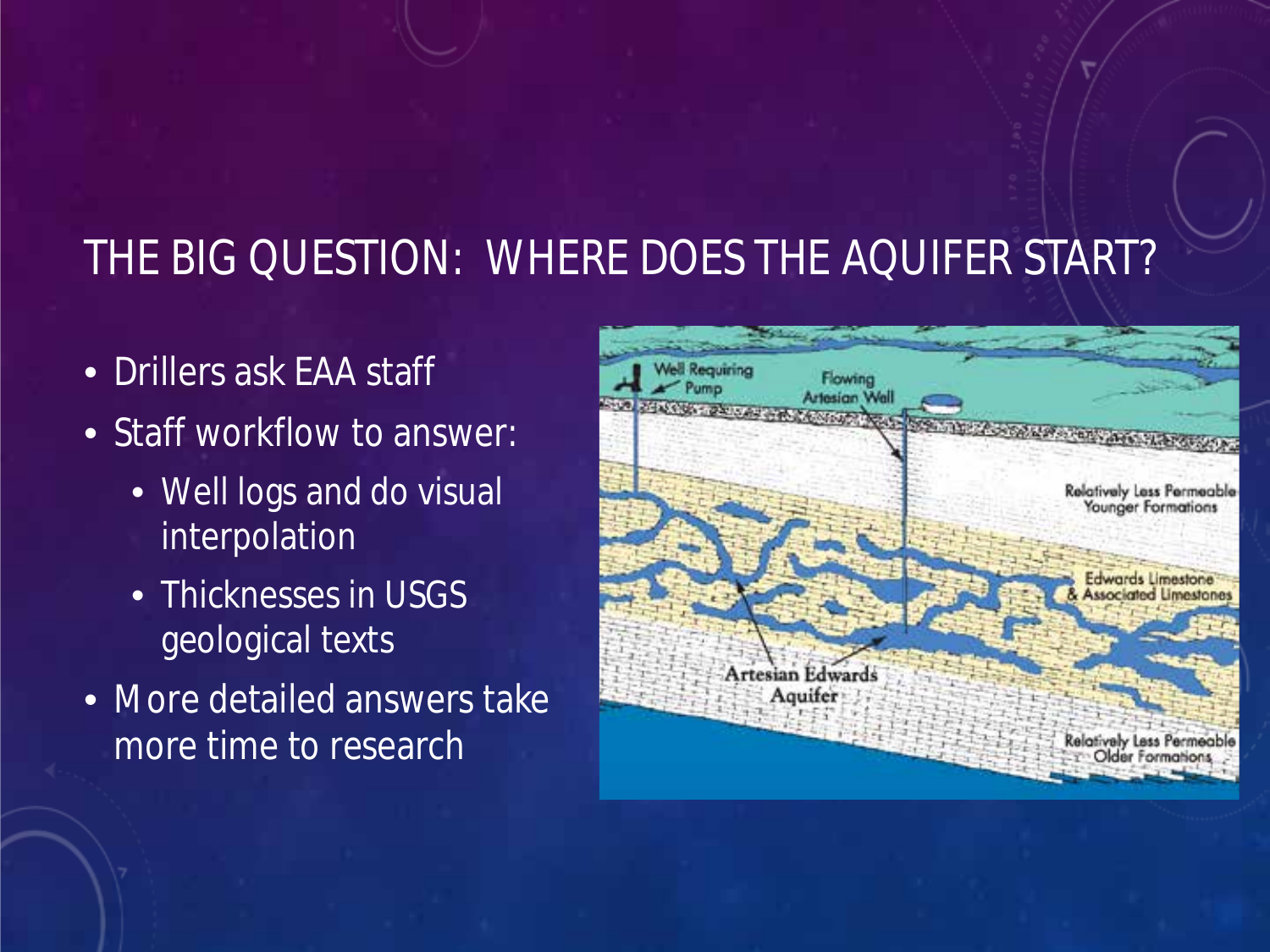# THE BIG QUESTION: WHERE DOES THE AQUIFER START?

- Drillers ask EAA staff
- Staff workflow to answer:
  - Well logs and do visual interpolation
  - Thicknesses in USGS geological texts
- More detailed answers take more time to research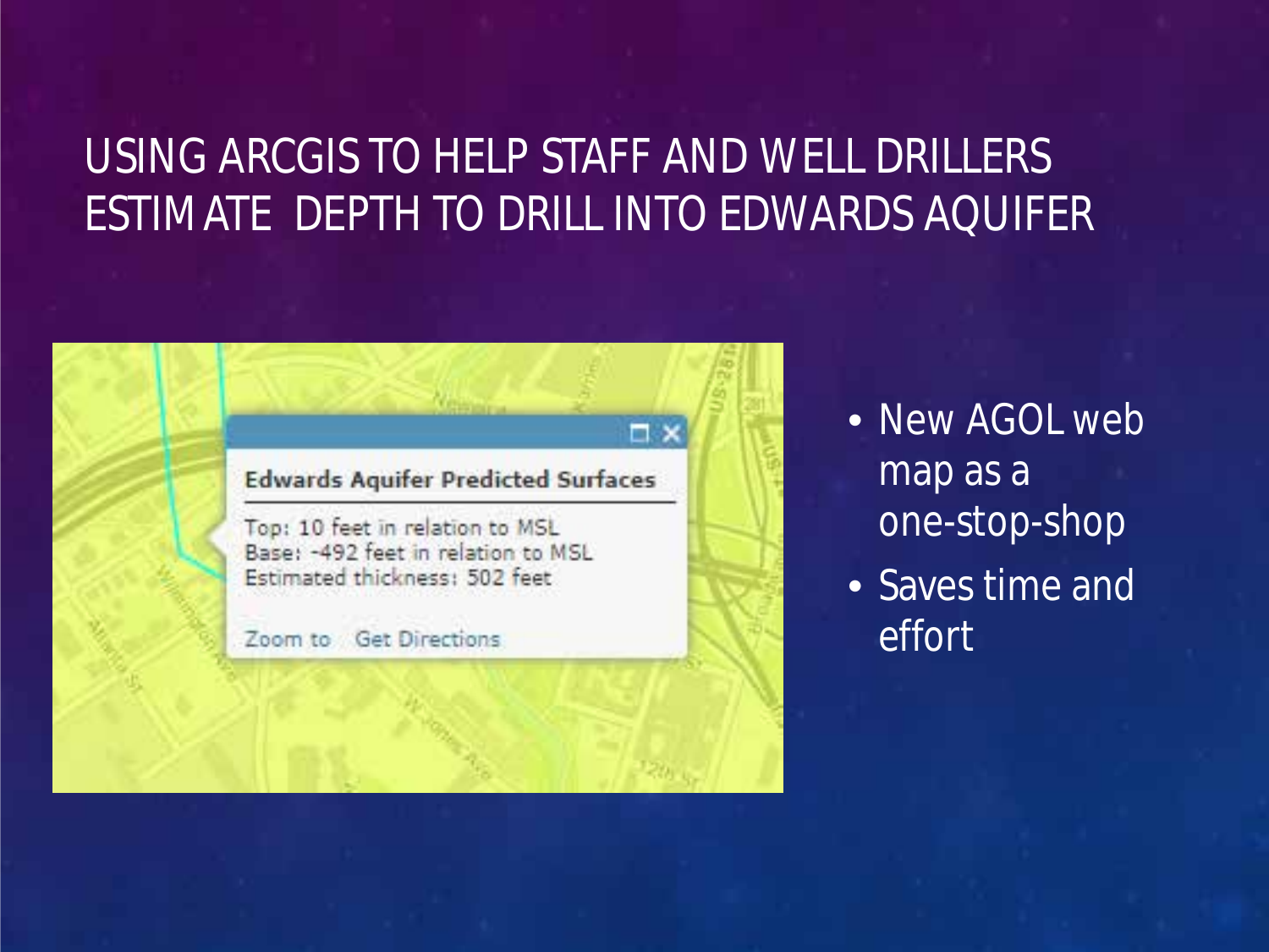# USING ARCGIS TO HELP STAFF AND WELL DRILLERS ESTIMATE DEPTH TO DRILL INTO EDWARDS AQUIFER

**Edwards Aquifer Predicted Surfaces**

Top: 10 feet in relation to MSL
Base: -492 feet in relation to MSL
Estimated thickness: 502 feet

Zoom to   Get Directions

- New AGOL web map as a one-stop-shop
- Saves time and effort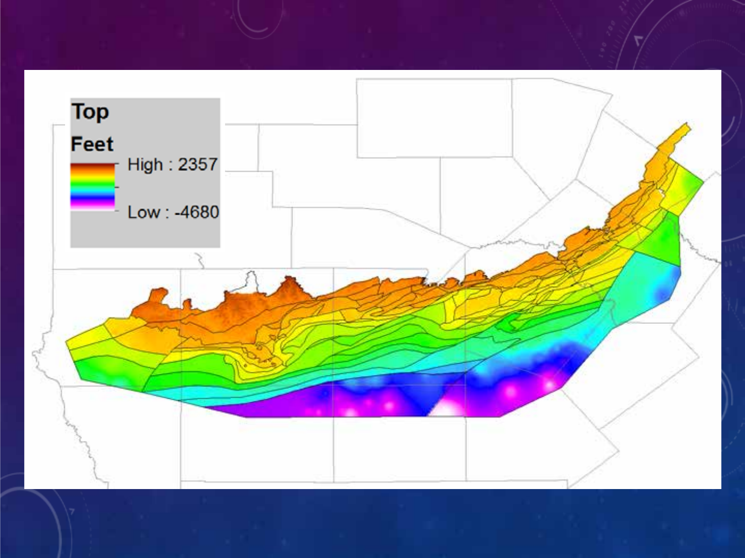Top

Feet

High : 2357

Low : -4680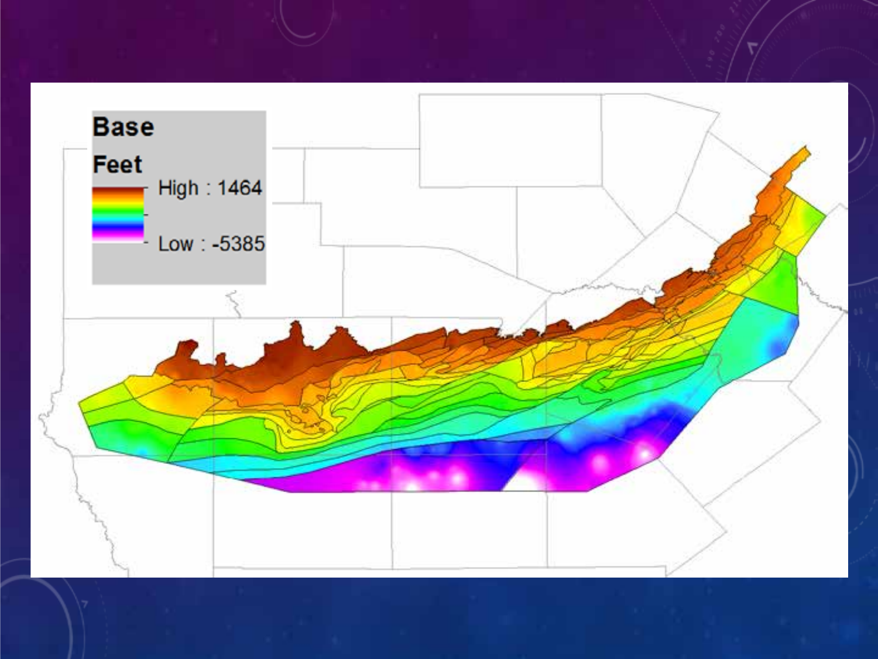**Base**

**Feet**

High : 1464

Low : -5385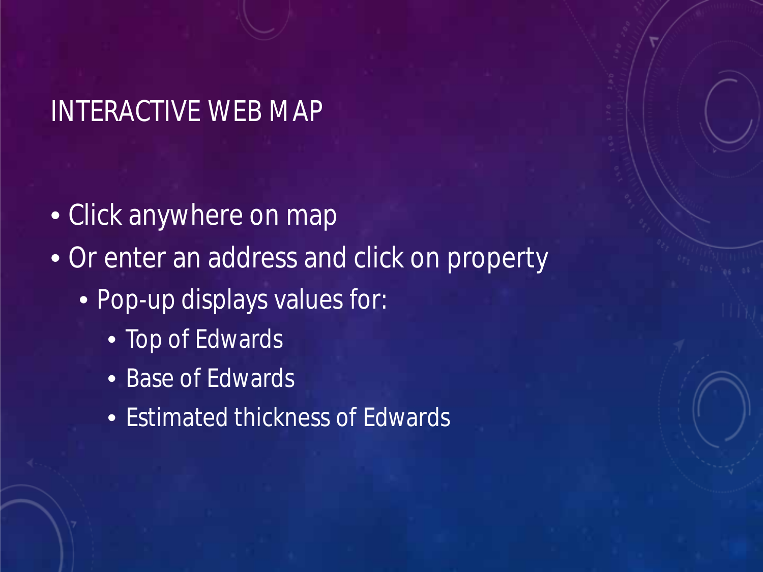# INTERACTIVE WEB MAP

- Click anywhere on map
- Or enter an address and click on property
  - Pop-up displays values for:
    - Top of Edwards
    - Base of Edwards
    - Estimated thickness of Edwards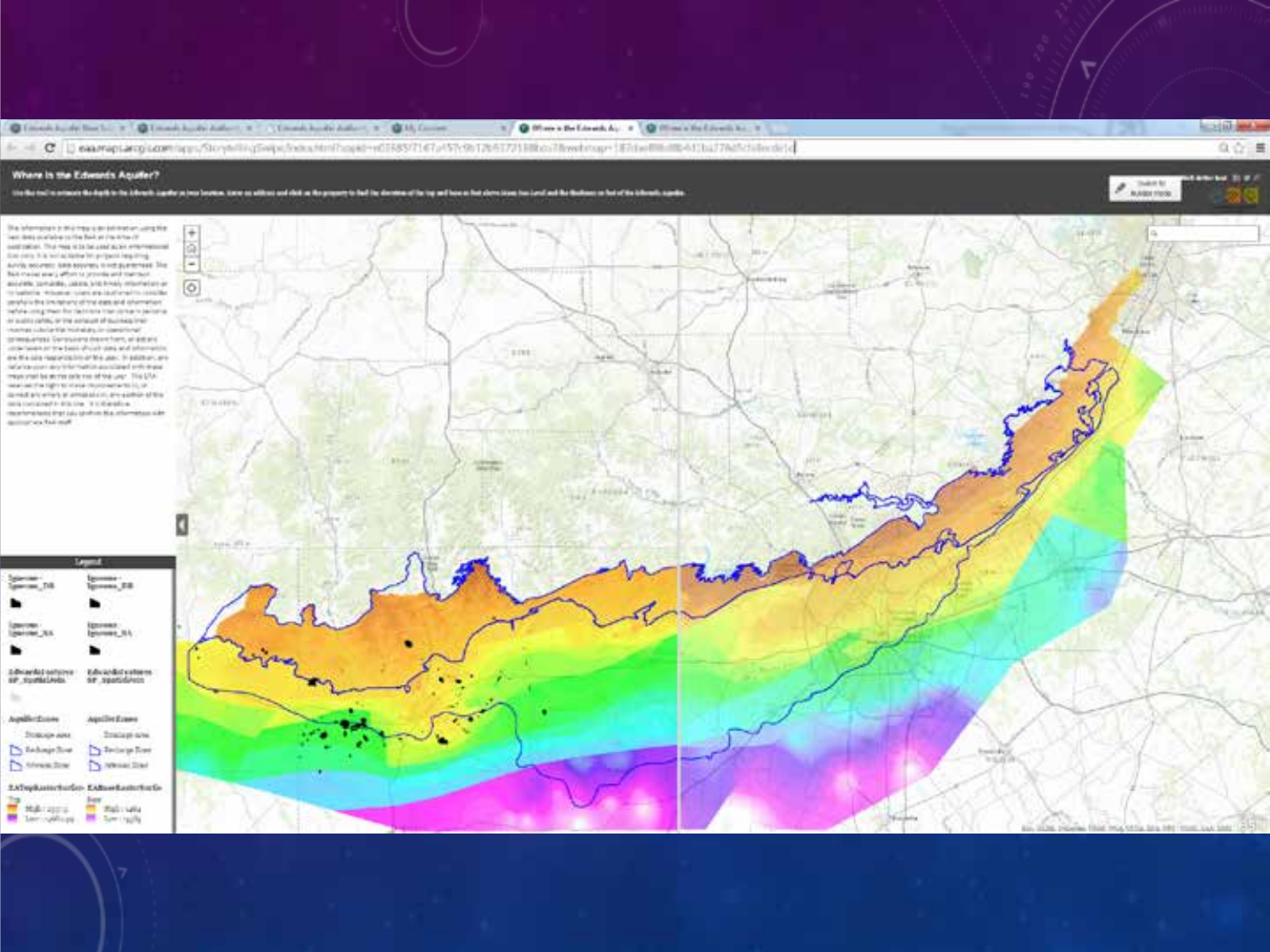## Where is the Edwards Aquifer?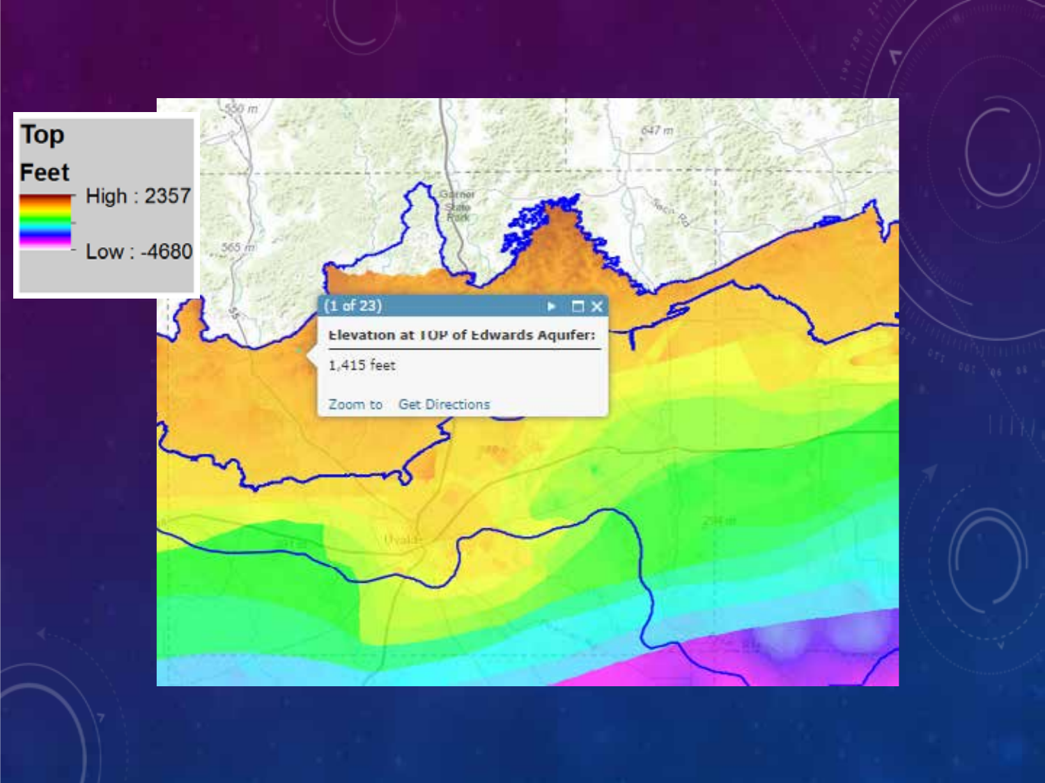**Top**

**Feet**

High : 2357

Low : -4680

(1 of 23)

Elevation at TOP of Edwards Aquifer:

1,415 feet

Zoom to Get Directions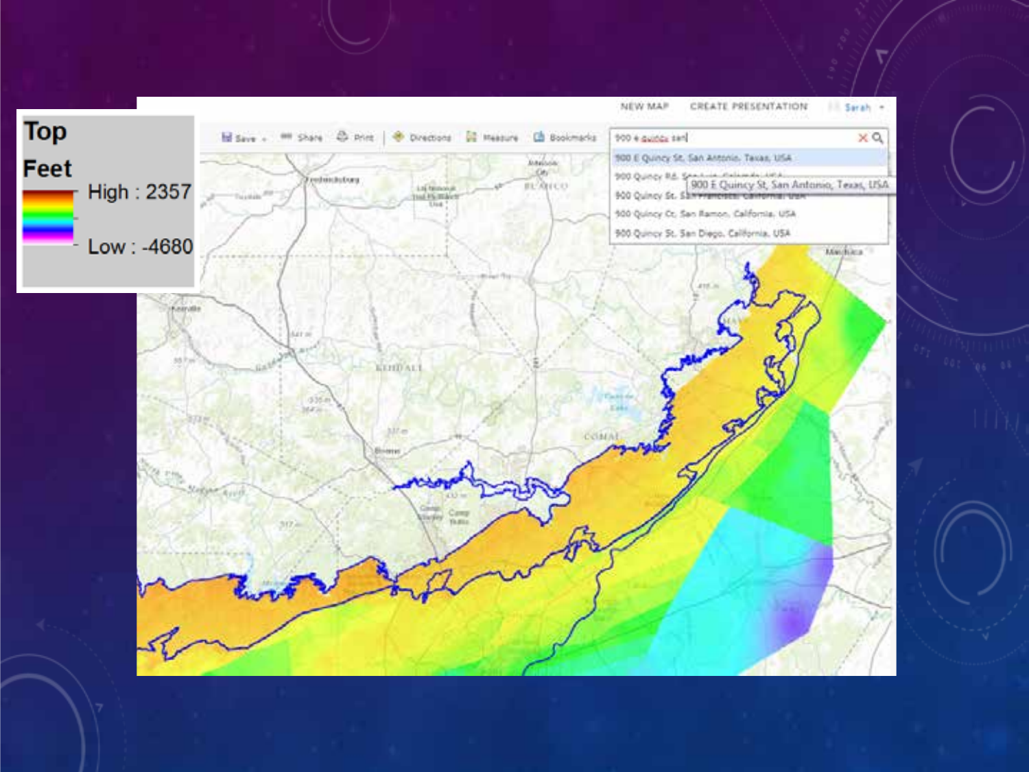**Top**

**Feet**

High : 2357

Low : -4680

NEW MAP CREATE PRESENTATION Sarah

Save Share Print Directions Measure Bookmarks

900 e quincy san

900 E Quincy St, San Antonio, Texas, USA

900 Quincy Rd, San Luis, Colorado, USA

900 Quincy St, San Francisco, California, USA

900 Quincy Ct, San Ramon, California, USA

900 Quincy St, San Diego, California, USA

900 E Quincy St, San Antonio, Texas, USA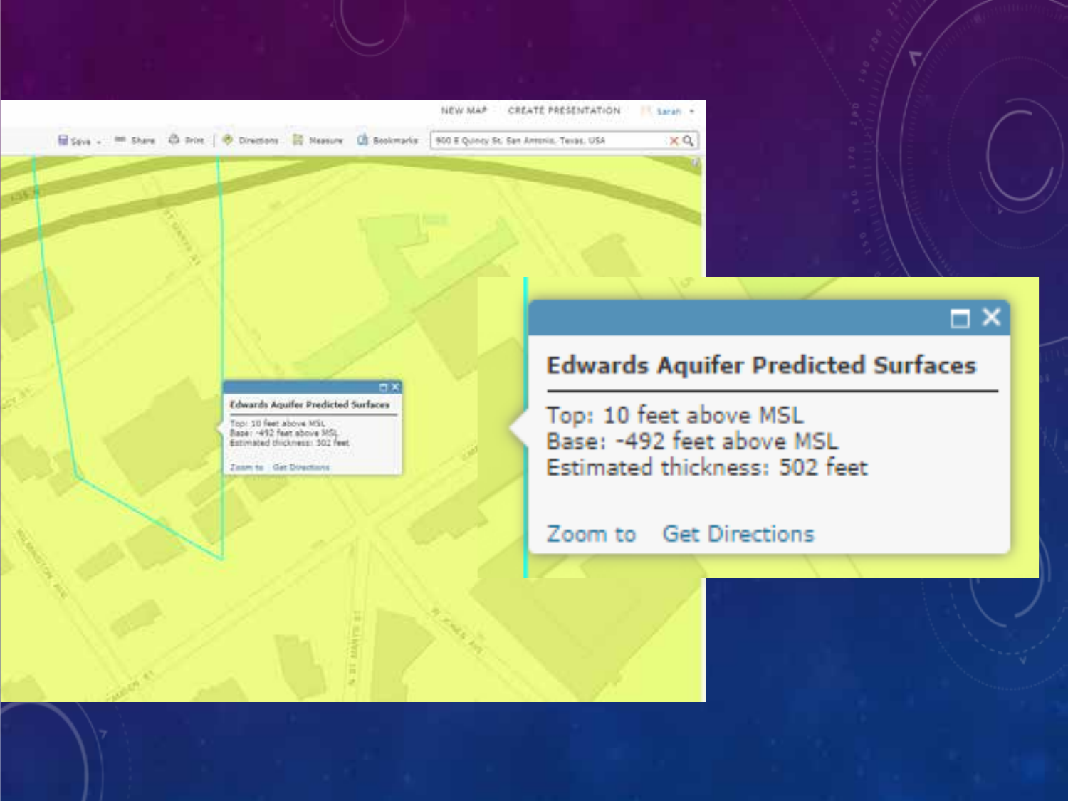**Edwards Aquifer Predicted Surfaces**

Top: 10 feet above MSL
Base: -492 feet above MSL
Estimated thickness: 502 feet

Zoom to   Get Directions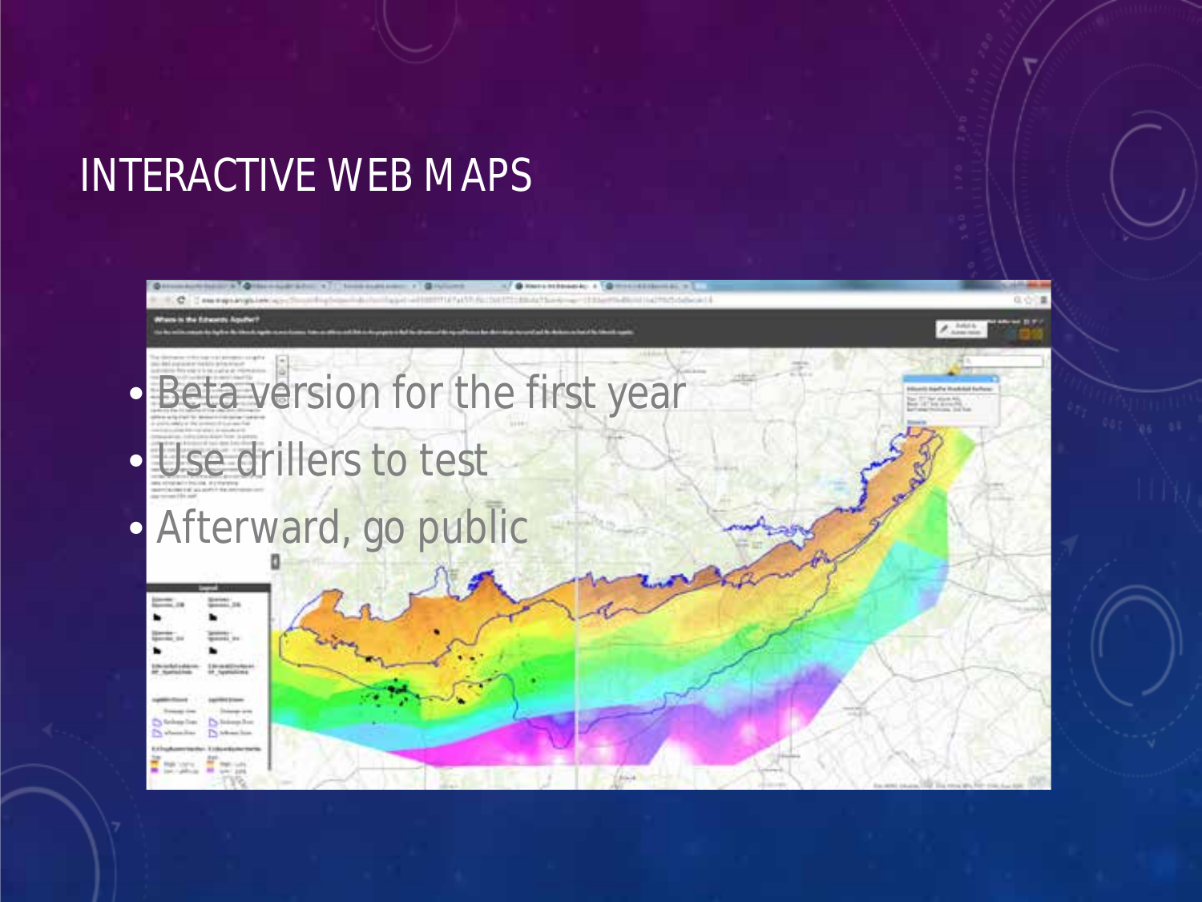# INTERACTIVE WEB MAPS

- Beta version for the first year
- Use drillers to test
- Afterward, go public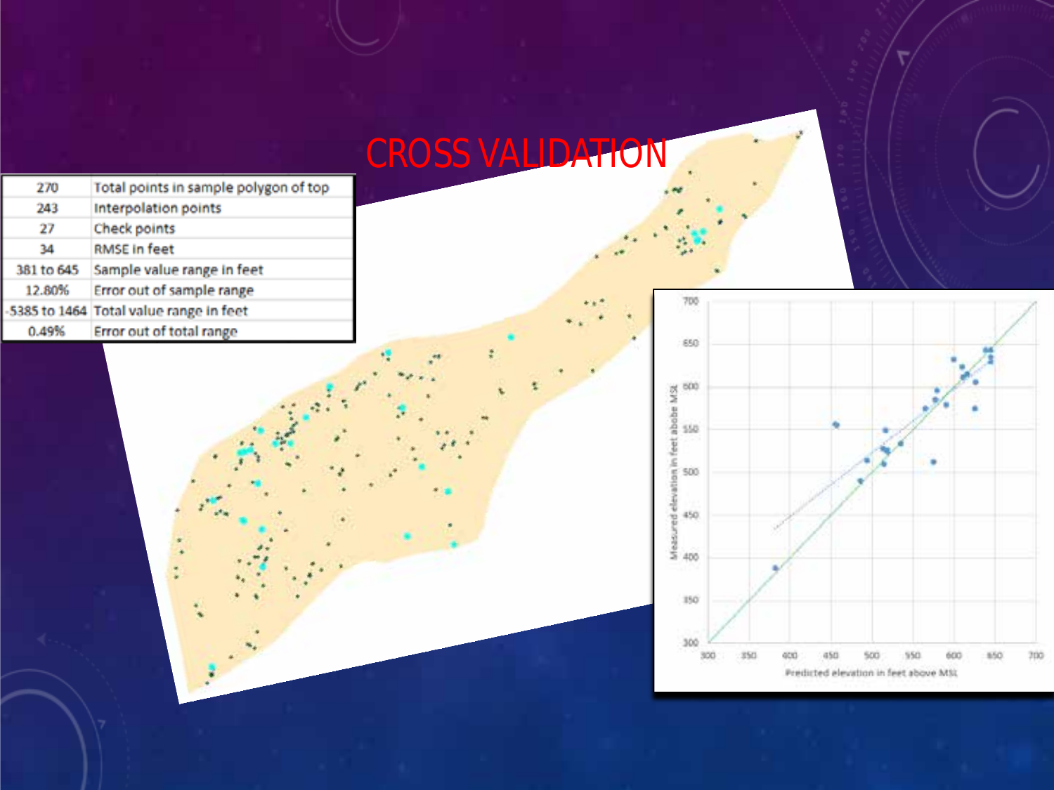# CROSS VALIDATION

| | |
|---|---|
| 270 | Total points in sample polygon of top |
| 243 | Interpolation points |
| 27 | Check points |
| 34 | RMSE in feet |
| 381 to 645 | Sample value range in feet |
| 12.80% | Error out of sample range |
| -5385 to 1464 | Total value range in feet |
| 0.49% | Error out of total range |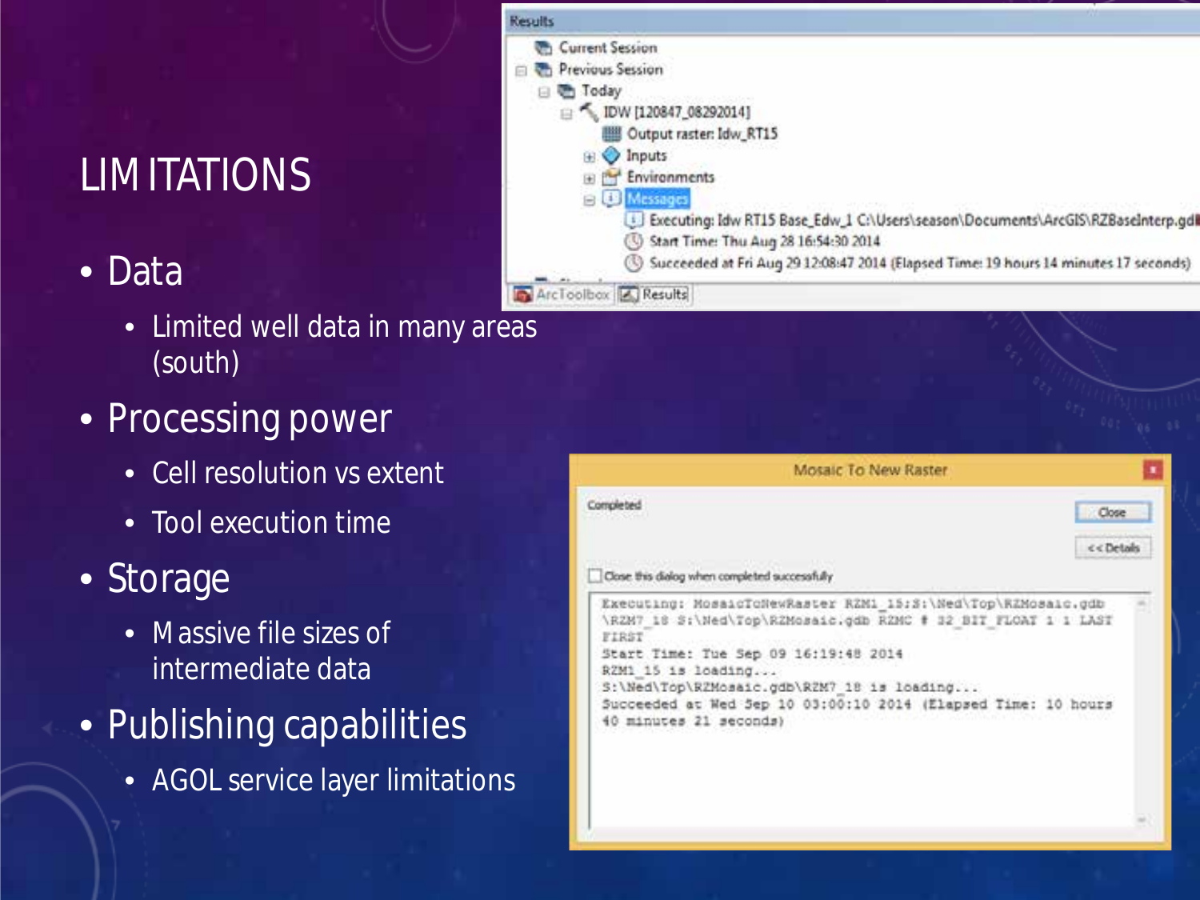# LIMITATIONS

- Data
  - Limited well data in many areas (south)
- Processing power
  - Cell resolution vs extent
  - Tool execution time
- Storage
  - Massive file sizes of intermediate data
- Publishing capabilities
  - AGOL service layer limitations

Results

- Current Session
- Previous Session
  - Today
    - IDW [120847_08292014]
      - Output raster: Idw_RT15
      - Inputs
      - Environments
      - Messages
        - Executing: Idw RT15 Base_Edw_1 C:\Users\season\Documents\ArcGIS\RZBaseInterp.gdb
        - Start Time: Thu Aug 28 16:54:30 2014
        - Succeeded at Fri Aug 29 12:08:47 2014 (Elapsed Time: 19 hours 14 minutes 17 seconds)

ArcToolbox | Results

Mosaic To New Raster

Completed

Close

<< Details

Close this dialog when completed successfully

```
Executing: MosaicToNewRaster RZM1_15;S:\Ned\Top\RZMosaic.gdb
\RZM7_18 S:\Ned\Top\RZMosaic.gdb RZMC # 32_BIT_FLOAT 1 1 LAST
FIRST
Start Time: Tue Sep 09 16:19:48 2014
RZM1_15 is loading...
S:\Ned\Top\RZMosaic.gdb\RZM7_18 is loading...
Succeeded at Wed Sep 10 03:00:10 2014 (Elapsed Time: 10 hours
40 minutes 21 seconds)
```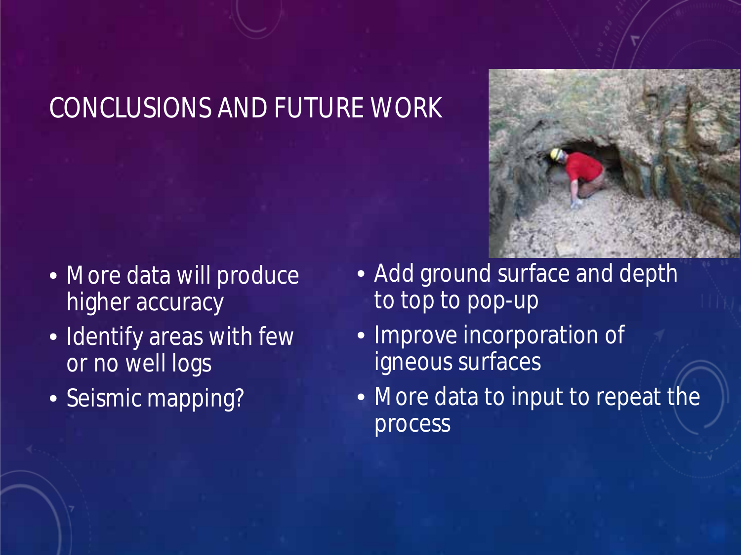# CONCLUSIONS AND FUTURE WORK

- More data will produce higher accuracy
- Identify areas with few or no well logs
- Seismic mapping?
- Add ground surface and depth to top to pop-up
- Improve incorporation of igneous surfaces
- More data to input to repeat the process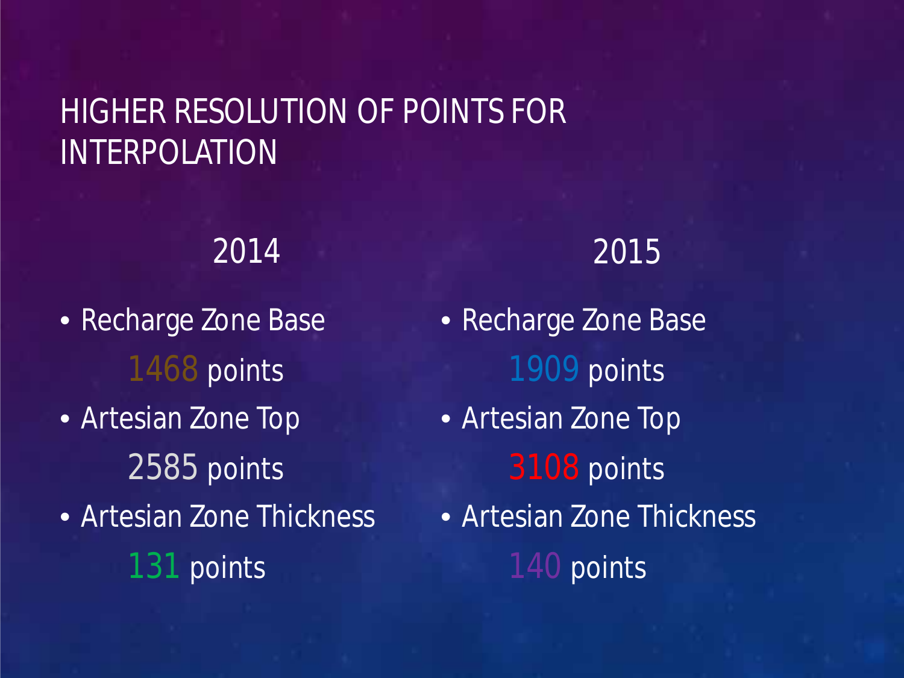# HIGHER RESOLUTION OF POINTS FOR INTERPOLATION

## 2014

- Recharge Zone Base
  1468 points
- Artesian Zone Top
  2585 points
- Artesian Zone Thickness
  131 points

## 2015

- Recharge Zone Base
  1909 points
- Artesian Zone Top
  3108 points
- Artesian Zone Thickness
  140 points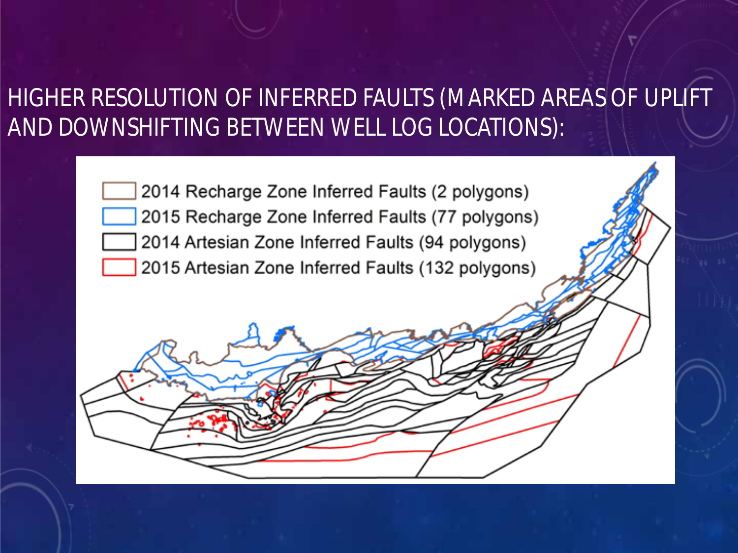# HIGHER RESOLUTION OF INFERRED FAULTS (MARKED AREAS OF UPLIFT AND DOWNSHIFTING BETWEEN WELL LOG LOCATIONS):

2014 Recharge Zone Inferred Faults (2 polygons)

2015 Recharge Zone Inferred Faults (77 polygons)

2014 Artesian Zone Inferred Faults (94 polygons)

2015 Artesian Zone Inferred Faults (132 polygons)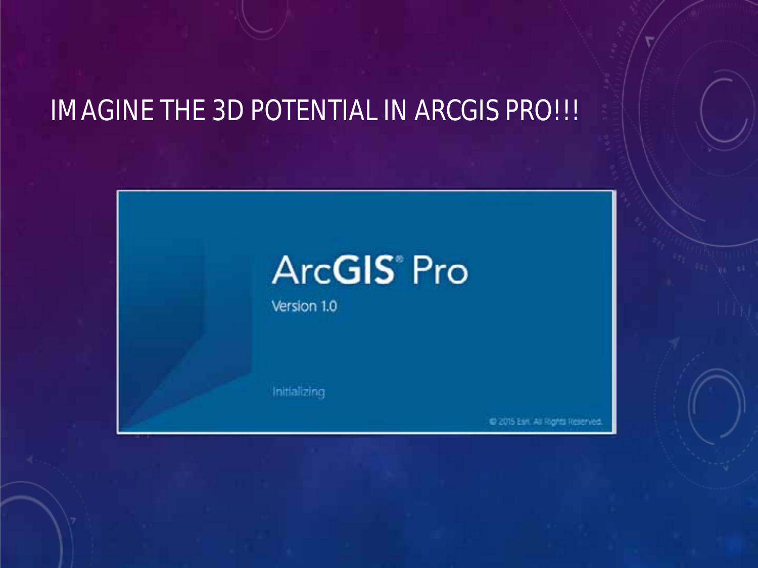# IMAGINE THE 3D POTENTIAL IN ARCGIS PRO!!!

ArcGIS® Pro

Version 1.0

Initializing

© 2015 Esri. All Rights Reserved.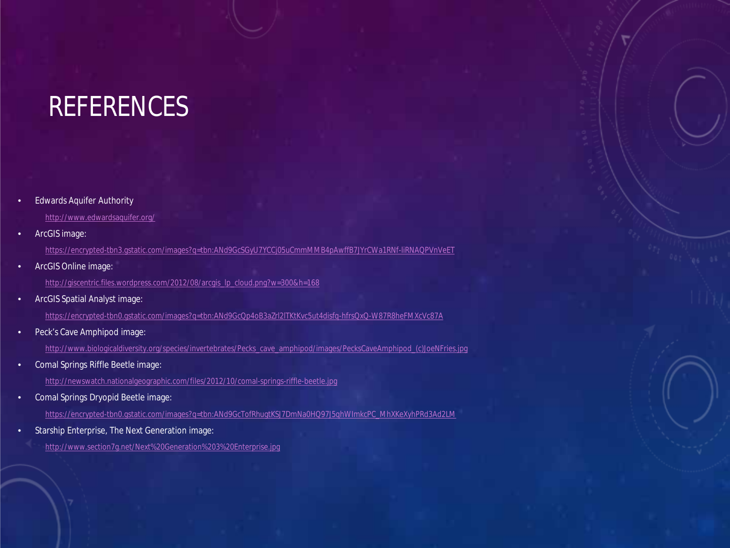# REFERENCES

- Edwards Aquifer Authority

  http://www.edwardsaquifer.org/

- ArcGIS image:

  https://encrypted-tbn3.gstatic.com/images?q=tbn:ANd9GcSGyU7YCCj05uCmmMMB4pAwffB7JYrCWa1RNf-liRNAQPVnVeET

- ArcGIS Online image:

  http://giscentric.files.wordpress.com/2012/08/arcgis_lp_cloud.png?w=300&h=168

- ArcGIS Spatial Analyst image:

  https://encrypted-tbn0.gstatic.com/images?q=tbn:ANd9GcQp4oB3aZrl2lTKtKvc5ut4disfq-hfrsQxQ-W87R8heFMXcVc87A

- Peck's Cave Amphipod image:

  http://www.biologicaldiversity.org/species/invertebrates/Pecks_cave_amphipod/images/PecksCaveAmphipod_(c)JoeNFries.jpg

- Comal Springs Riffle Beetle image:

  http://newswatch.nationalgeographic.com/files/2012/10/comal-springs-riffle-beetle.jpg

- Comal Springs Dryopid Beetle image:

  https://encrypted-tbn0.gstatic.com/images?q=tbn:ANd9GcTofRhuqtKSJ7DmNa0HQ97J5qhWImkcPC_MhXKeXyhPRd3Ad2LM

- Starship Enterprise, The Next Generation image:

  http://www.section7g.net/Next%20Generation%203%20Enterprise.jpg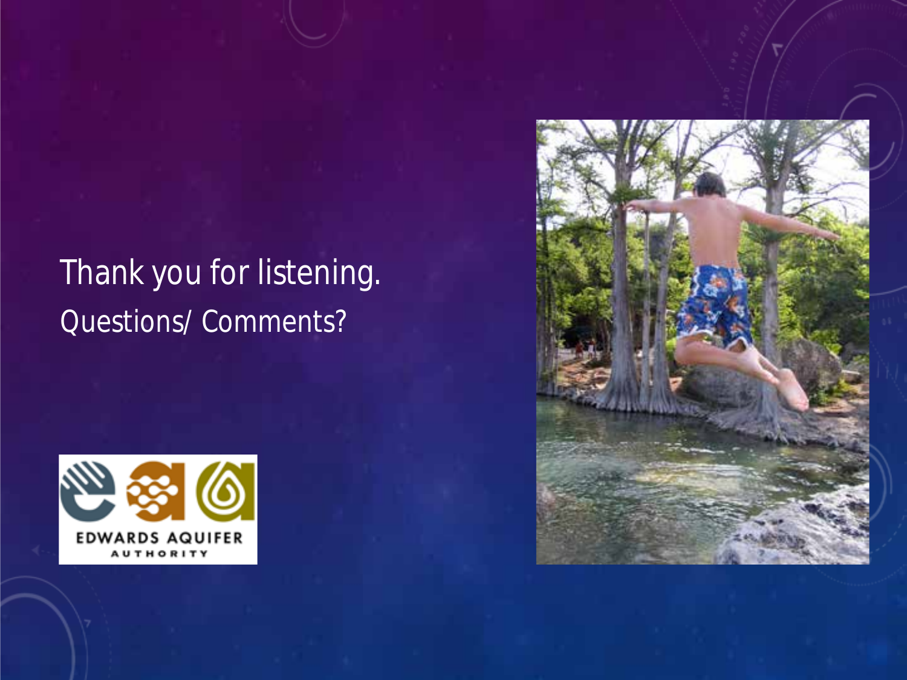Thank you for listening.

Questions/ Comments?

EDWARDS AQUIFER AUTHORITY